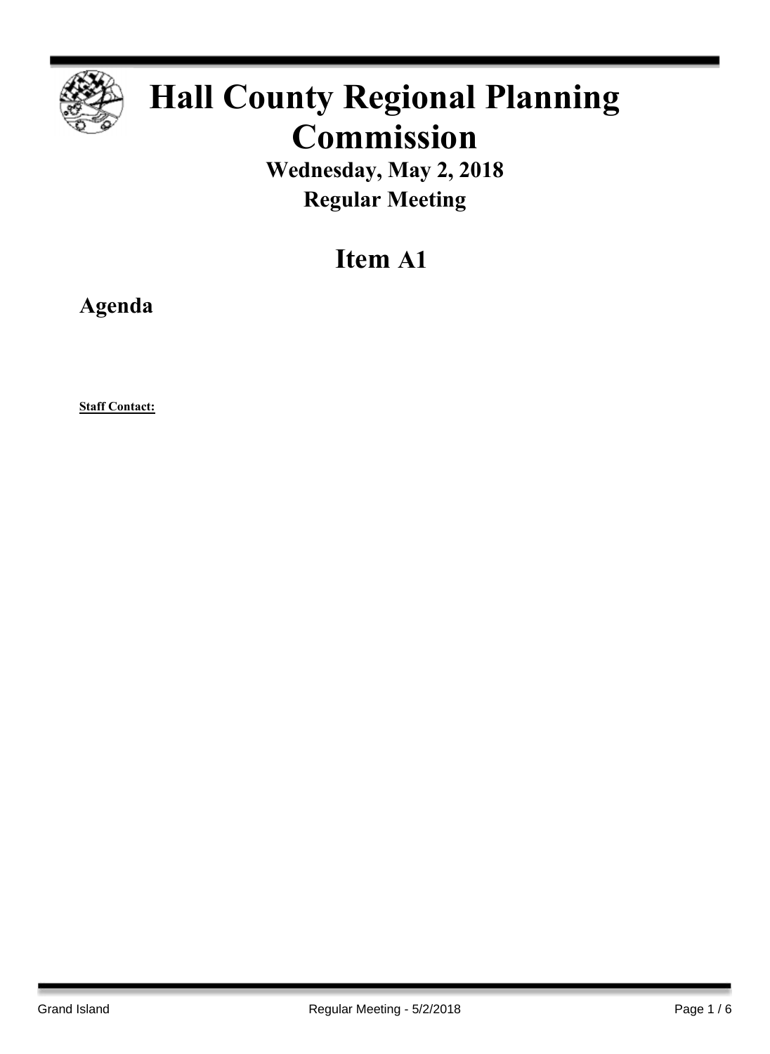# Hall County Regional Planning Commission

## Wednesday, May 2, 2018

## Regular Meeting

# Item A1

## Agenda

**Staff Contact:**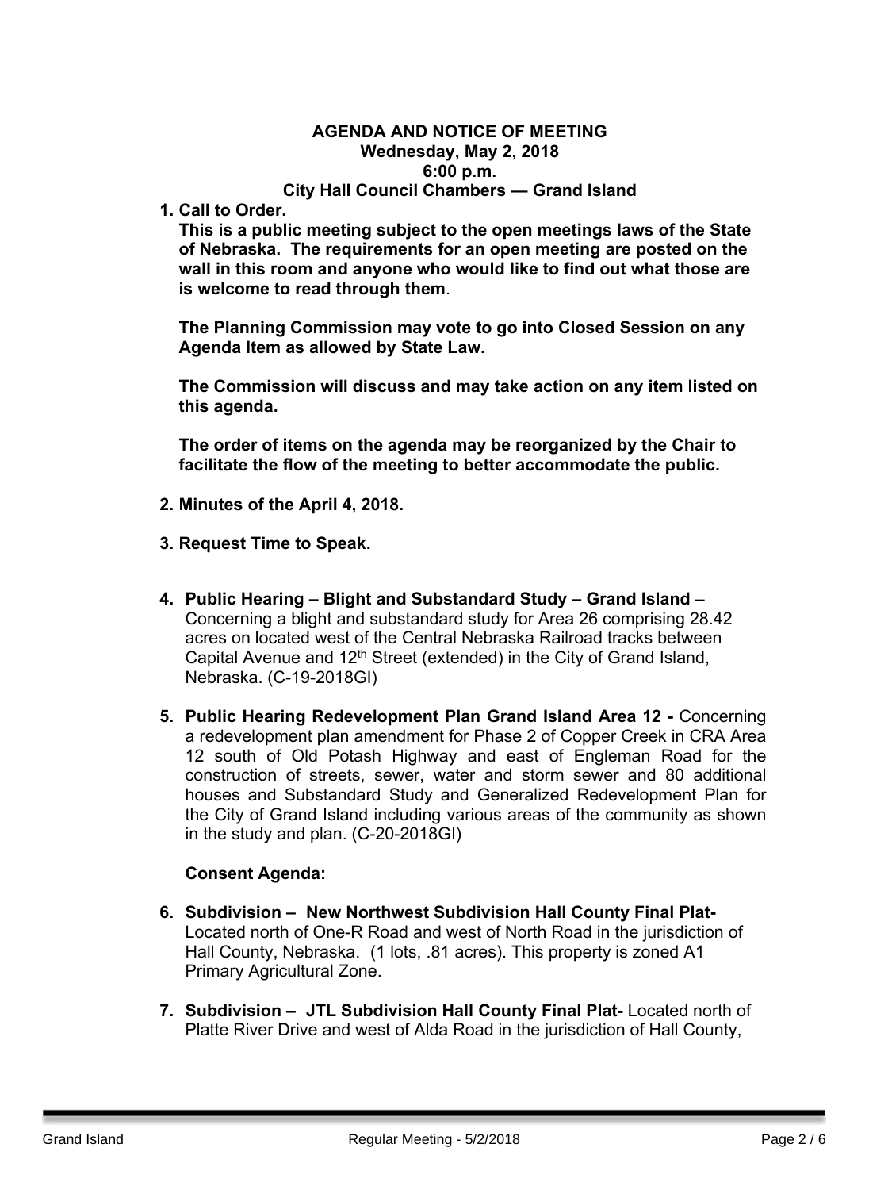**AGENDA AND NOTICE OF MEETING**
**Wednesday, May 2, 2018**
**6:00 p.m.**
**City Hall Council Chambers — Grand Island**

1. **Call to Order.**

   **This is a public meeting subject to the open meetings laws of the State of Nebraska. The requirements for an open meeting are posted on the wall in this room and anyone who would like to find out what those are is welcome to read through them**.

   **The Planning Commission may vote to go into Closed Session on any Agenda Item as allowed by State Law.**

   **The Commission will discuss and may take action on any item listed on this agenda.**

   **The order of items on the agenda may be reorganized by the Chair to facilitate the flow of the meeting to better accommodate the public.**

2. **Minutes of the April 4, 2018.**

3. **Request Time to Speak.**

4. **Public Hearing – Blight and Substandard Study – Grand Island** – Concerning a blight and substandard study for Area 26 comprising 28.42 acres on located west of the Central Nebraska Railroad tracks between Capital Avenue and 12th Street (extended) in the City of Grand Island, Nebraska. (C-19-2018GI)

5. **Public Hearing Redevelopment Plan Grand Island Area 12 -** Concerning a redevelopment plan amendment for Phase 2 of Copper Creek in CRA Area 12 south of Old Potash Highway and east of Engleman Road for the construction of streets, sewer, water and storm sewer and 80 additional houses and Substandard Study and Generalized Redevelopment Plan for the City of Grand Island including various areas of the community as shown in the study and plan. (C-20-2018GI)

   **Consent Agenda:**

6. **Subdivision – New Northwest Subdivision Hall County Final Plat-** Located north of One-R Road and west of North Road in the jurisdiction of Hall County, Nebraska. (1 lots, .81 acres). This property is zoned A1 Primary Agricultural Zone.

7. **Subdivision – JTL Subdivision Hall County Final Plat-** Located north of Platte River Drive and west of Alda Road in the jurisdiction of Hall County,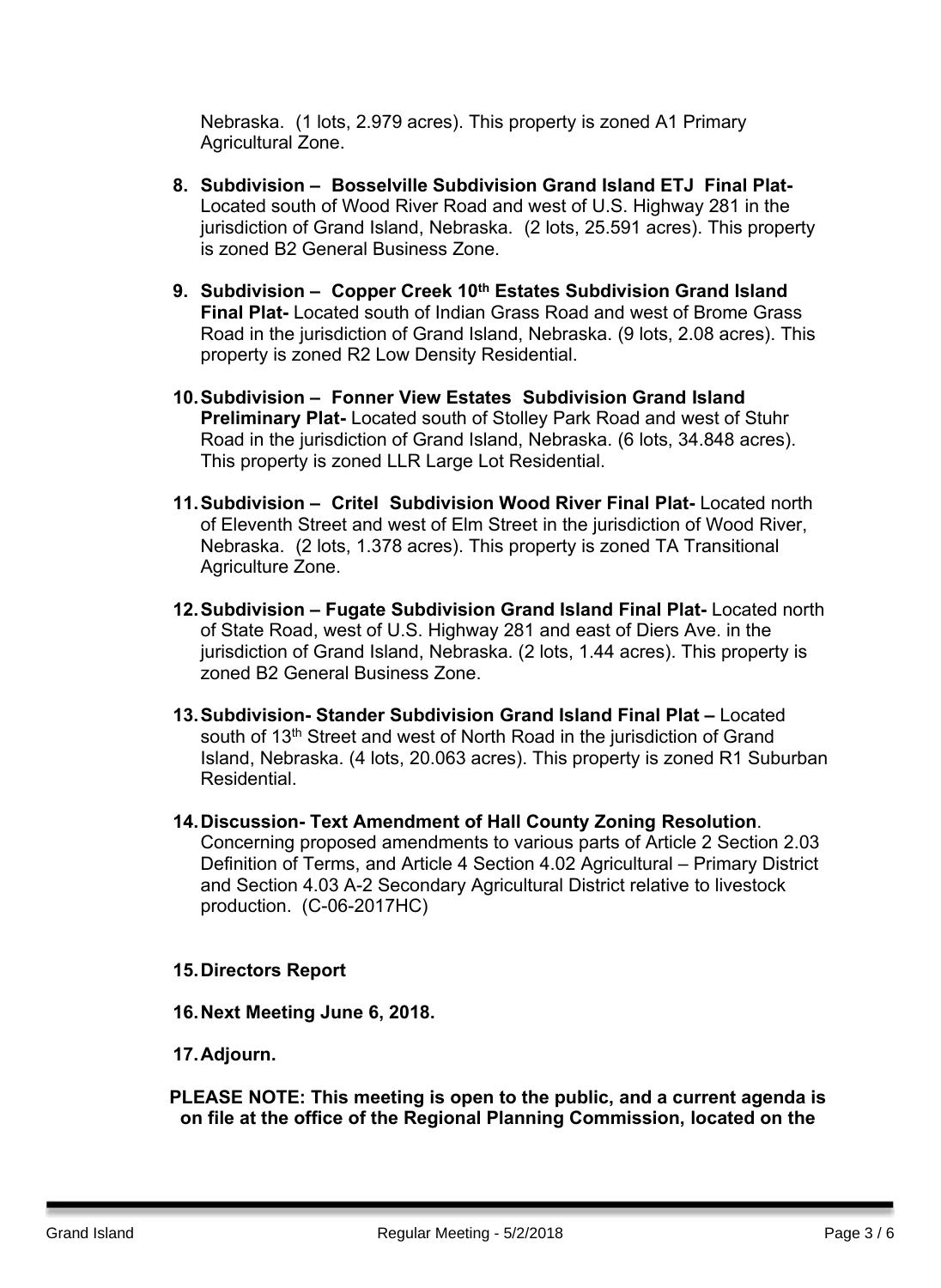Nebraska. (1 lots, 2.979 acres). This property is zoned A1 Primary Agricultural Zone.

8. **Subdivision – Bosselville Subdivision Grand Island ETJ Final Plat-** Located south of Wood River Road and west of U.S. Highway 281 in the jurisdiction of Grand Island, Nebraska. (2 lots, 25.591 acres). This property is zoned B2 General Business Zone.

9. **Subdivision – Copper Creek 10th Estates Subdivision Grand Island Final Plat-** Located south of Indian Grass Road and west of Brome Grass Road in the jurisdiction of Grand Island, Nebraska. (9 lots, 2.08 acres). This property is zoned R2 Low Density Residential.

10. **Subdivision – Fonner View Estates Subdivision Grand Island Preliminary Plat-** Located south of Stolley Park Road and west of Stuhr Road in the jurisdiction of Grand Island, Nebraska. (6 lots, 34.848 acres). This property is zoned LLR Large Lot Residential.

11. **Subdivision – Critel Subdivision Wood River Final Plat-** Located north of Eleventh Street and west of Elm Street in the jurisdiction of Wood River, Nebraska. (2 lots, 1.378 acres). This property is zoned TA Transitional Agriculture Zone.

12. **Subdivision – Fugate Subdivision Grand Island Final Plat-** Located north of State Road, west of U.S. Highway 281 and east of Diers Ave. in the jurisdiction of Grand Island, Nebraska. (2 lots, 1.44 acres). This property is zoned B2 General Business Zone.

13. **Subdivision- Stander Subdivision Grand Island Final Plat –** Located south of 13th Street and west of North Road in the jurisdiction of Grand Island, Nebraska. (4 lots, 20.063 acres). This property is zoned R1 Suburban Residential.

14. **Discussion- Text Amendment of Hall County Zoning Resolution**. Concerning proposed amendments to various parts of Article 2 Section 2.03 Definition of Terms, and Article 4 Section 4.02 Agricultural – Primary District and Section 4.03 A-2 Secondary Agricultural District relative to livestock production. (C-06-2017HC)

15. **Directors Report**

16. **Next Meeting June 6, 2018.**

17. **Adjourn.**

**PLEASE NOTE: This meeting is open to the public, and a current agenda is on file at the office of the Regional Planning Commission, located on the**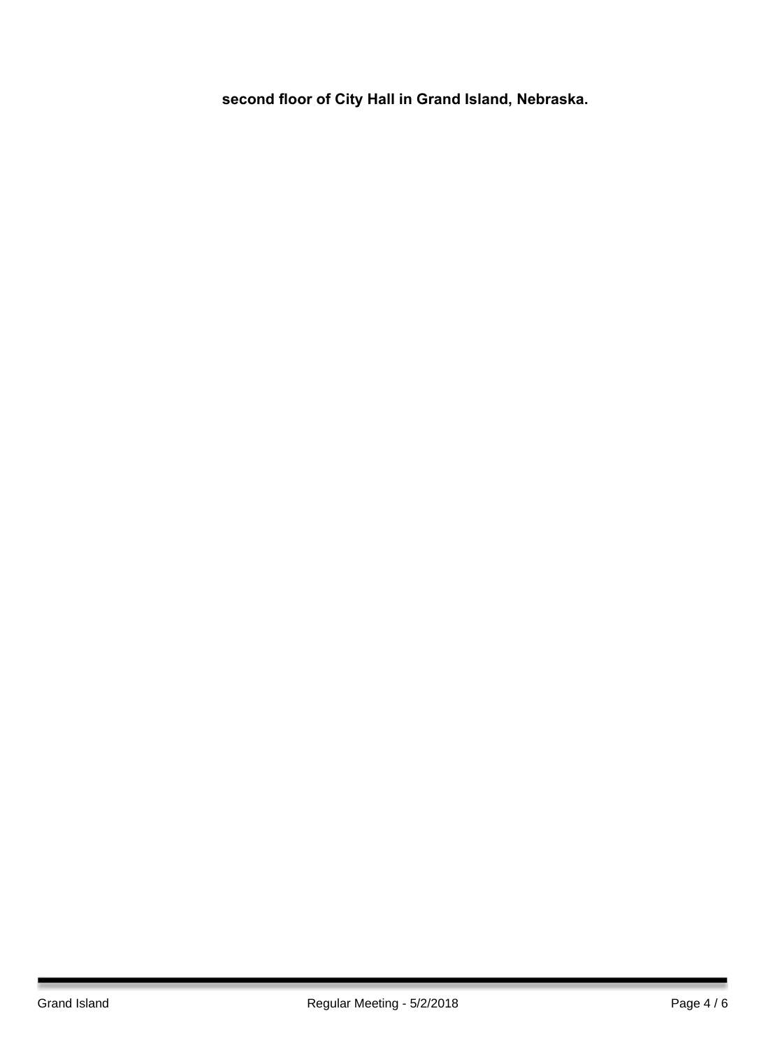**second floor of City Hall in Grand Island, Nebraska.**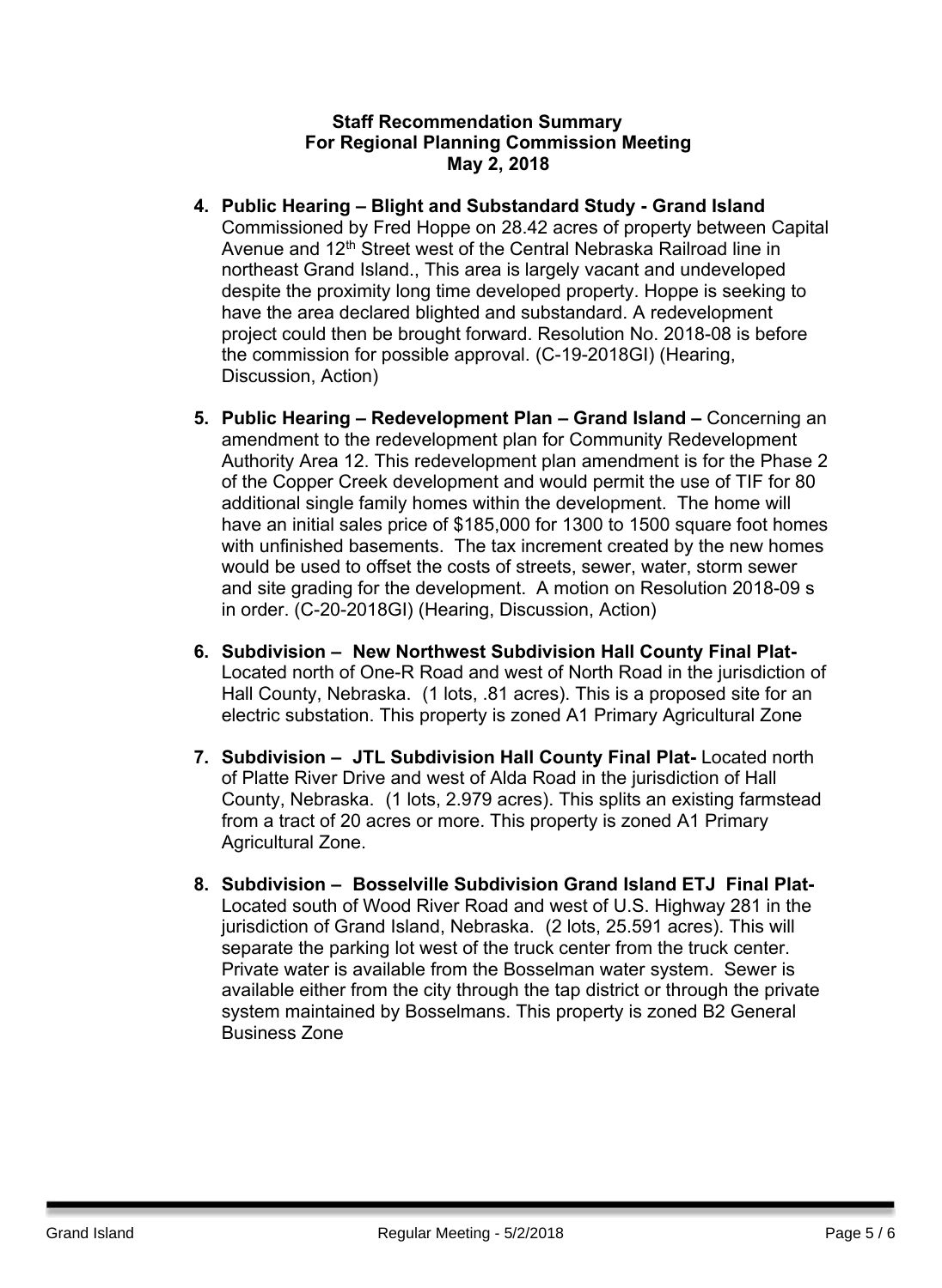**Staff Recommendation Summary**
**For Regional Planning Commission Meeting**
**May 2, 2018**

4. **Public Hearing – Blight and Substandard Study - Grand Island** Commissioned by Fred Hoppe on 28.42 acres of property between Capital Avenue and 12th Street west of the Central Nebraska Railroad line in northeast Grand Island., This area is largely vacant and undeveloped despite the proximity long time developed property. Hoppe is seeking to have the area declared blighted and substandard. A redevelopment project could then be brought forward. Resolution No. 2018-08 is before the commission for possible approval. (C-19-2018GI) (Hearing, Discussion, Action)

5. **Public Hearing – Redevelopment Plan – Grand Island –** Concerning an amendment to the redevelopment plan for Community Redevelopment Authority Area 12. This redevelopment plan amendment is for the Phase 2 of the Copper Creek development and would permit the use of TIF for 80 additional single family homes within the development. The home will have an initial sales price of $185,000 for 1300 to 1500 square foot homes with unfinished basements. The tax increment created by the new homes would be used to offset the costs of streets, sewer, water, storm sewer and site grading for the development. A motion on Resolution 2018-09 s in order. (C-20-2018GI) (Hearing, Discussion, Action)

6. **Subdivision – New Northwest Subdivision Hall County Final Plat-** Located north of One-R Road and west of North Road in the jurisdiction of Hall County, Nebraska. (1 lots, .81 acres). This is a proposed site for an electric substation. This property is zoned A1 Primary Agricultural Zone

7. **Subdivision – JTL Subdivision Hall County Final Plat-** Located north of Platte River Drive and west of Alda Road in the jurisdiction of Hall County, Nebraska. (1 lots, 2.979 acres). This splits an existing farmstead from a tract of 20 acres or more. This property is zoned A1 Primary Agricultural Zone.

8. **Subdivision – Bosselville Subdivision Grand Island ETJ Final Plat-** Located south of Wood River Road and west of U.S. Highway 281 in the jurisdiction of Grand Island, Nebraska. (2 lots, 25.591 acres). This will separate the parking lot west of the truck center from the truck center. Private water is available from the Bosselman water system. Sewer is available either from the city through the tap district or through the private system maintained by Bosselmans. This property is zoned B2 General Business Zone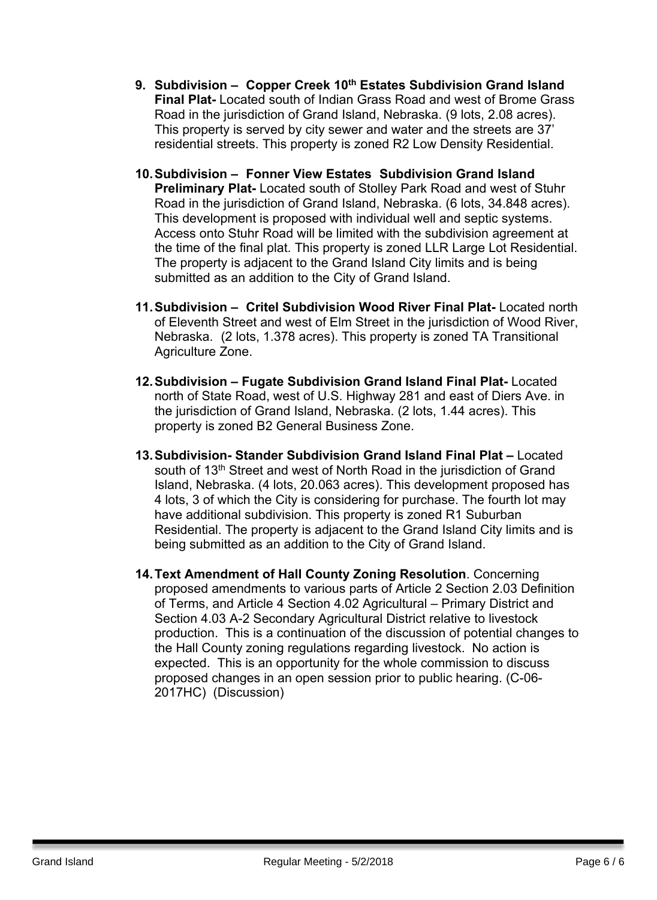9. **Subdivision – Copper Creek 10th Estates Subdivision Grand Island Final Plat-** Located south of Indian Grass Road and west of Brome Grass Road in the jurisdiction of Grand Island, Nebraska. (9 lots, 2.08 acres). This property is served by city sewer and water and the streets are 37' residential streets. This property is zoned R2 Low Density Residential.

10. **Subdivision – Fonner View Estates Subdivision Grand Island Preliminary Plat-** Located south of Stolley Park Road and west of Stuhr Road in the jurisdiction of Grand Island, Nebraska. (6 lots, 34.848 acres). This development is proposed with individual well and septic systems. Access onto Stuhr Road will be limited with the subdivision agreement at the time of the final plat. This property is zoned LLR Large Lot Residential. The property is adjacent to the Grand Island City limits and is being submitted as an addition to the City of Grand Island.

11. **Subdivision – Critel Subdivision Wood River Final Plat-** Located north of Eleventh Street and west of Elm Street in the jurisdiction of Wood River, Nebraska. (2 lots, 1.378 acres). This property is zoned TA Transitional Agriculture Zone.

12. **Subdivision – Fugate Subdivision Grand Island Final Plat-** Located north of State Road, west of U.S. Highway 281 and east of Diers Ave. in the jurisdiction of Grand Island, Nebraska. (2 lots, 1.44 acres). This property is zoned B2 General Business Zone.

13. **Subdivision- Stander Subdivision Grand Island Final Plat –** Located south of 13th Street and west of North Road in the jurisdiction of Grand Island, Nebraska. (4 lots, 20.063 acres). This development proposed has 4 lots, 3 of which the City is considering for purchase. The fourth lot may have additional subdivision. This property is zoned R1 Suburban Residential. The property is adjacent to the Grand Island City limits and is being submitted as an addition to the City of Grand Island.

14. **Text Amendment of Hall County Zoning Resolution**. Concerning proposed amendments to various parts of Article 2 Section 2.03 Definition of Terms, and Article 4 Section 4.02 Agricultural – Primary District and Section 4.03 A-2 Secondary Agricultural District relative to livestock production. This is a continuation of the discussion of potential changes to the Hall County zoning regulations regarding livestock. No action is expected. This is an opportunity for the whole commission to discuss proposed changes in an open session prior to public hearing. (C-06-2017HC) (Discussion)